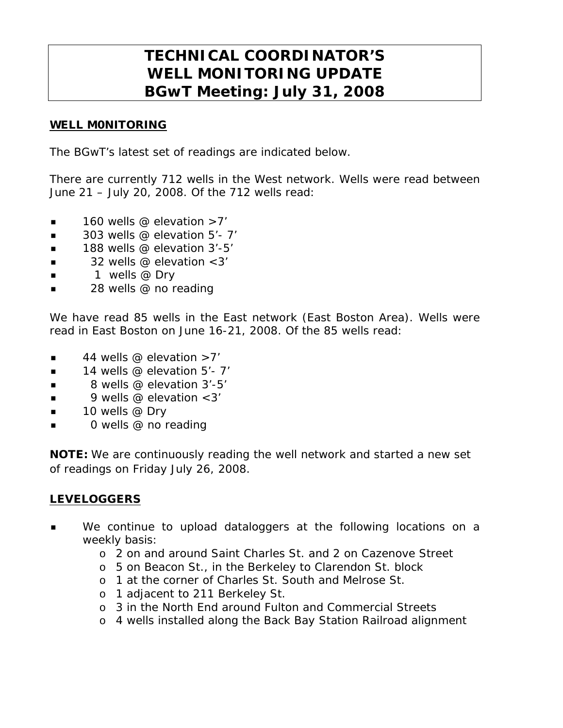# TECHNICAL COORDINATOR'S WELL MONITORING UPDATE BGwT Meeting: July 31, 2008

## WELL M0NITORING

The BGwT's latest set of readings are indicated below.

There are currently 712 wells in the West network. Wells were read between June 21 – July 20, 2008. Of the 712 wells read:

- 160 wells @ elevation >7'
- 303 wells @ elevation 5'- 7'
- 188 wells @ elevation 3'-5'
- 32 wells @ elevation <3'
- 1 wells @ Dry
- 28 wells @ no reading

We have read 85 wells in the East network (East Boston Area). Wells were read in East Boston on June 16-21, 2008. Of the 85 wells read:

- 44 wells @ elevation >7'
- 14 wells @ elevation 5'- 7'
- 8 wells @ elevation 3'-5'
- 9 wells @ elevation <3'
- 10 wells @ Dry
- 0 wells @ no reading

**NOTE:** We are continuously reading the well network and started a new set of readings on Friday July 26, 2008.

## LEVELOGGERS

- We continue to upload dataloggers at the following locations on a weekly basis:
    - 2 on and around Saint Charles St. and 2 on Cazenove Street
    - 5 on Beacon St., in the Berkeley to Clarendon St. block
    - 1 at the corner of Charles St. South and Melrose St.
    - 1 adjacent to 211 Berkeley St.
    - 3 in the North End around Fulton and Commercial Streets
    - 4 wells installed along the Back Bay Station Railroad alignment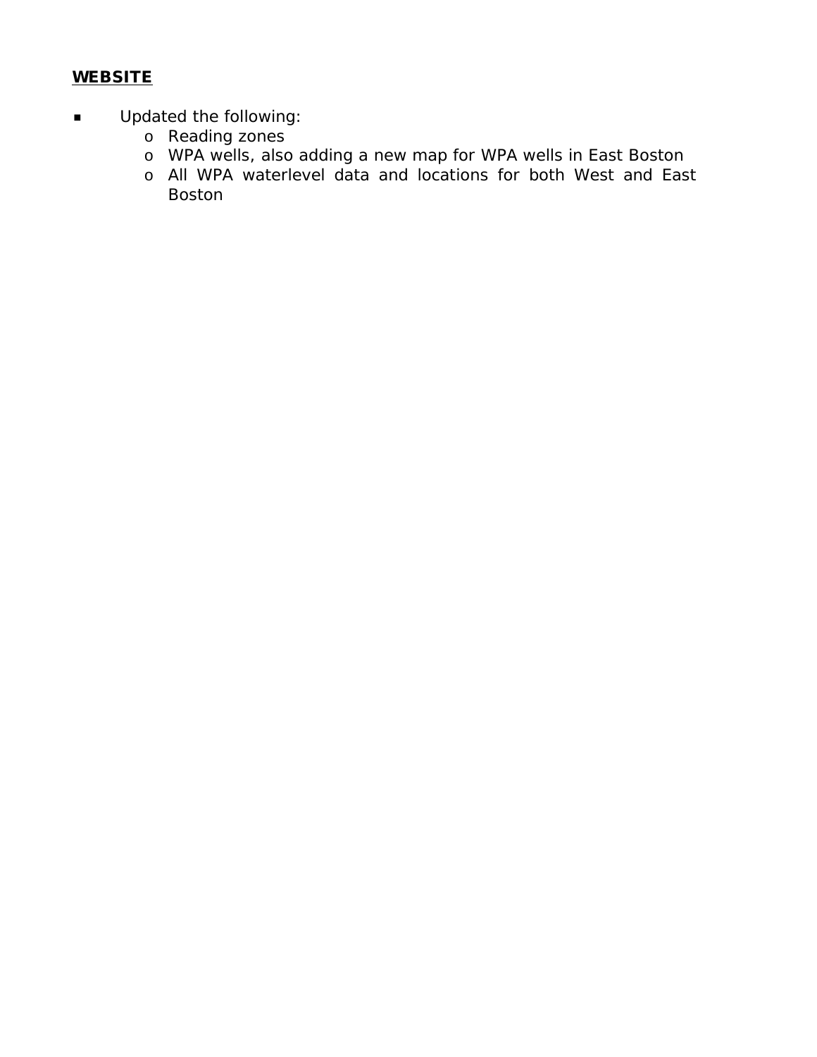**WEBSITE**

- Updated the following:
  - Reading zones
  - WPA wells, also adding a new map for WPA wells in East Boston
  - All WPA waterlevel data and locations for both West and East Boston